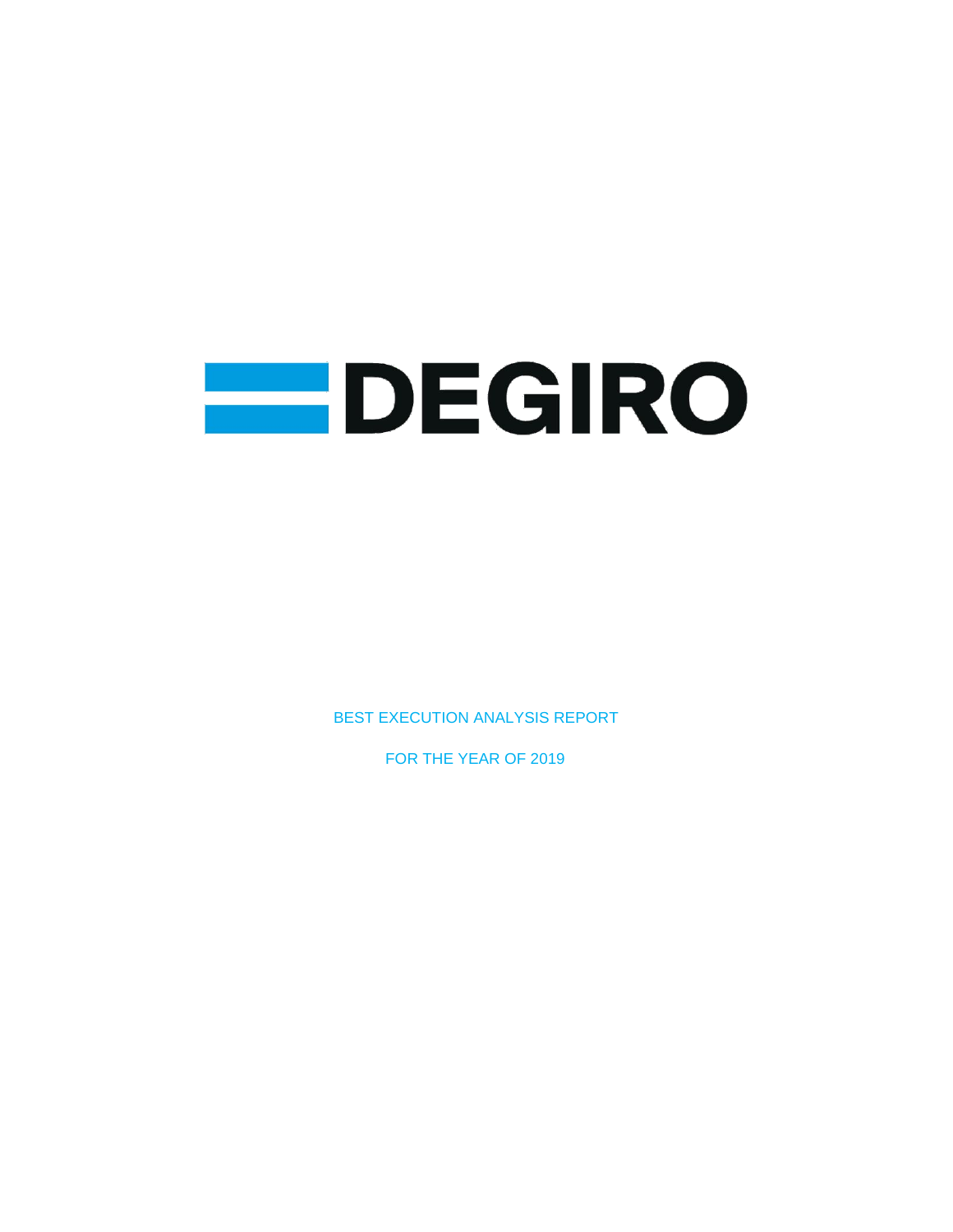# DEGIRO

BEST EXECUTION ANALYSIS REPORT

FOR THE YEAR OF 2019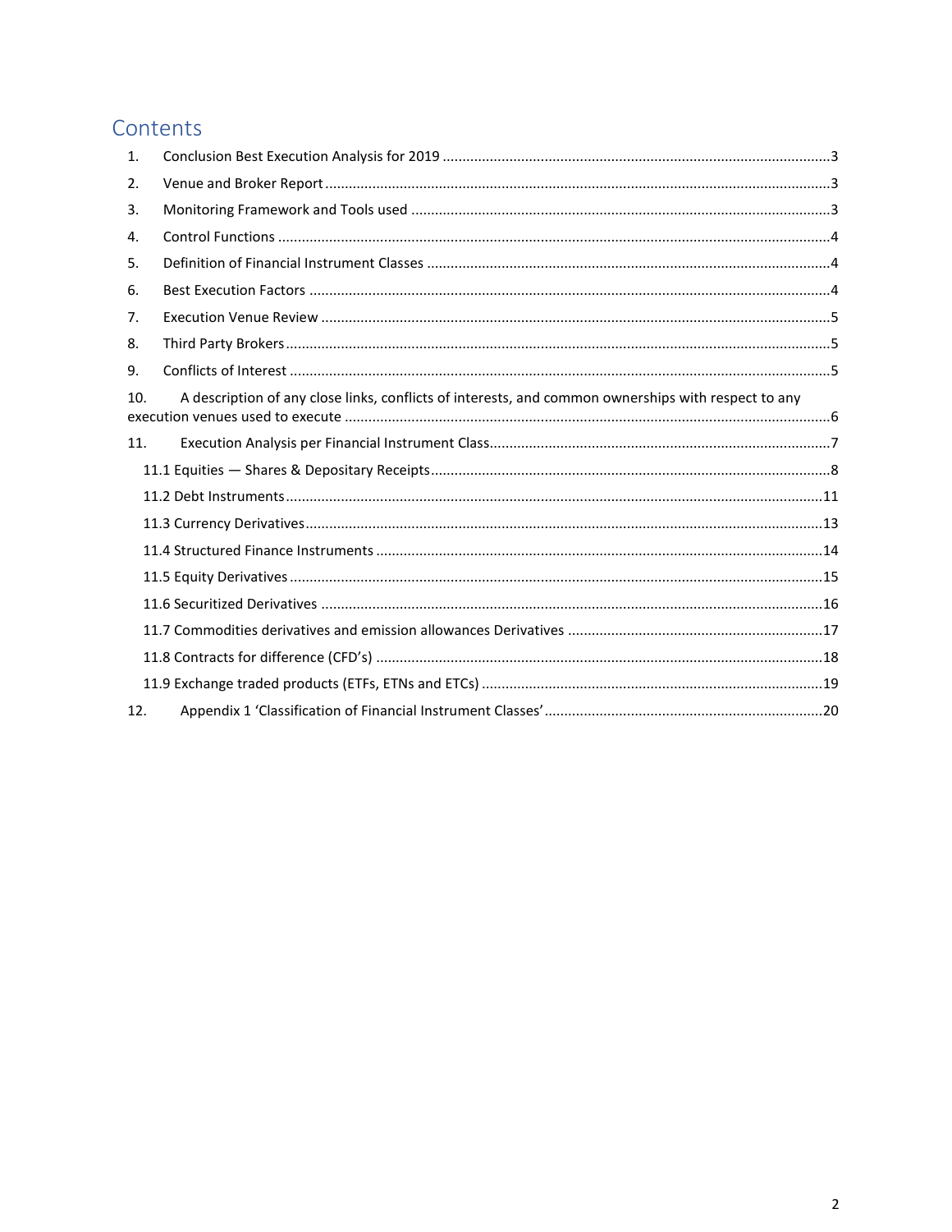# Contents

1. Conclusion Best Execution Analysis for 2019 ....................................................3
2. Venue and Broker Report ....................................................3
3. Monitoring Framework and Tools used ....................................................3
4. Control Functions ....................................................4
5. Definition of Financial Instrument Classes ....................................................4
6. Best Execution Factors ....................................................4
7. Execution Venue Review ....................................................5
8. Third Party Brokers ....................................................5
9. Conflicts of Interest ....................................................5
10. A description of any close links, conflicts of interests, and common ownerships with respect to any execution venues used to execute ....................................................6
11. Execution Analysis per Financial Instrument Class ....................................................7
    - 11.1 Equities — Shares & Depositary Receipts ....................................................8
    - 11.2 Debt Instruments ....................................................11
    - 11.3 Currency Derivatives ....................................................13
    - 11.4 Structured Finance Instruments ....................................................14
    - 11.5 Equity Derivatives ....................................................15
    - 11.6 Securitized Derivatives ....................................................16
    - 11.7 Commodities derivatives and emission allowances Derivatives ....................................................17
    - 11.8 Contracts for difference (CFD's) ....................................................18
    - 11.9 Exchange traded products (ETFs, ETNs and ETCs) ....................................................19
12. Appendix 1 'Classification of Financial Instrument Classes' ....................................................20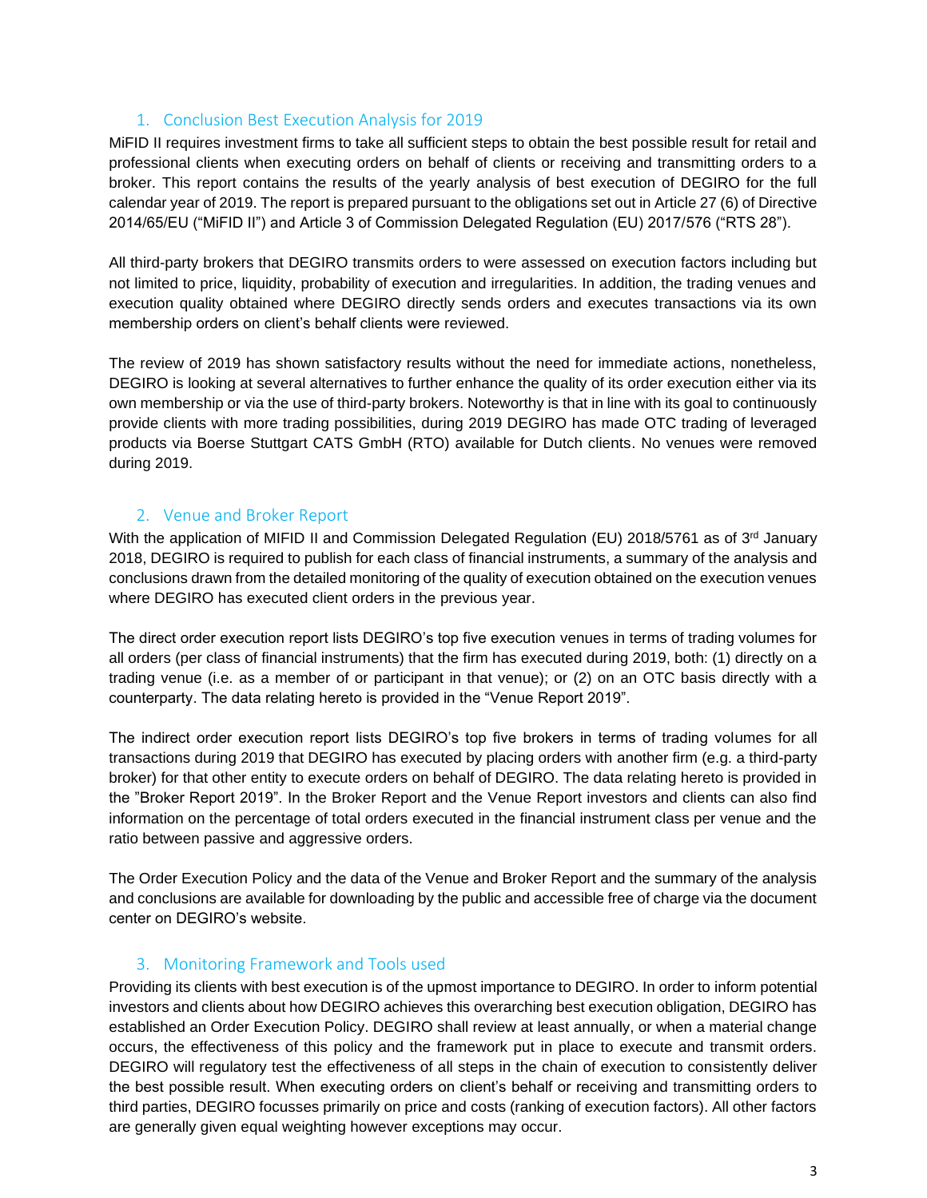## 1. Conclusion Best Execution Analysis for 2019

MiFID II requires investment firms to take all sufficient steps to obtain the best possible result for retail and professional clients when executing orders on behalf of clients or receiving and transmitting orders to a broker. This report contains the results of the yearly analysis of best execution of DEGIRO for the full calendar year of 2019. The report is prepared pursuant to the obligations set out in Article 27 (6) of Directive 2014/65/EU ("MiFID II") and Article 3 of Commission Delegated Regulation (EU) 2017/576 ("RTS 28").

All third-party brokers that DEGIRO transmits orders to were assessed on execution factors including but not limited to price, liquidity, probability of execution and irregularities. In addition, the trading venues and execution quality obtained where DEGIRO directly sends orders and executes transactions via its own membership orders on client's behalf clients were reviewed.

The review of 2019 has shown satisfactory results without the need for immediate actions, nonetheless, DEGIRO is looking at several alternatives to further enhance the quality of its order execution either via its own membership or via the use of third-party brokers. Noteworthy is that in line with its goal to continuously provide clients with more trading possibilities, during 2019 DEGIRO has made OTC trading of leveraged products via Boerse Stuttgart CATS GmbH (RTO) available for Dutch clients. No venues were removed during 2019.

## 2. Venue and Broker Report

With the application of MIFID II and Commission Delegated Regulation (EU) 2018/5761 as of 3rd January 2018, DEGIRO is required to publish for each class of financial instruments, a summary of the analysis and conclusions drawn from the detailed monitoring of the quality of execution obtained on the execution venues where DEGIRO has executed client orders in the previous year.

The direct order execution report lists DEGIRO's top five execution venues in terms of trading volumes for all orders (per class of financial instruments) that the firm has executed during 2019, both: (1) directly on a trading venue (i.e. as a member of or participant in that venue); or (2) on an OTC basis directly with a counterparty. The data relating hereto is provided in the "Venue Report 2019".

The indirect order execution report lists DEGIRO's top five brokers in terms of trading volumes for all transactions during 2019 that DEGIRO has executed by placing orders with another firm (e.g. a third-party broker) for that other entity to execute orders on behalf of DEGIRO. The data relating hereto is provided in the "Broker Report 2019". In the Broker Report and the Venue Report investors and clients can also find information on the percentage of total orders executed in the financial instrument class per venue and the ratio between passive and aggressive orders.

The Order Execution Policy and the data of the Venue and Broker Report and the summary of the analysis and conclusions are available for downloading by the public and accessible free of charge via the document center on DEGIRO's website.

## 3. Monitoring Framework and Tools used

Providing its clients with best execution is of the upmost importance to DEGIRO. In order to inform potential investors and clients about how DEGIRO achieves this overarching best execution obligation, DEGIRO has established an Order Execution Policy. DEGIRO shall review at least annually, or when a material change occurs, the effectiveness of this policy and the framework put in place to execute and transmit orders. DEGIRO will regulatory test the effectiveness of all steps in the chain of execution to consistently deliver the best possible result. When executing orders on client's behalf or receiving and transmitting orders to third parties, DEGIRO focusses primarily on price and costs (ranking of execution factors). All other factors are generally given equal weighting however exceptions may occur.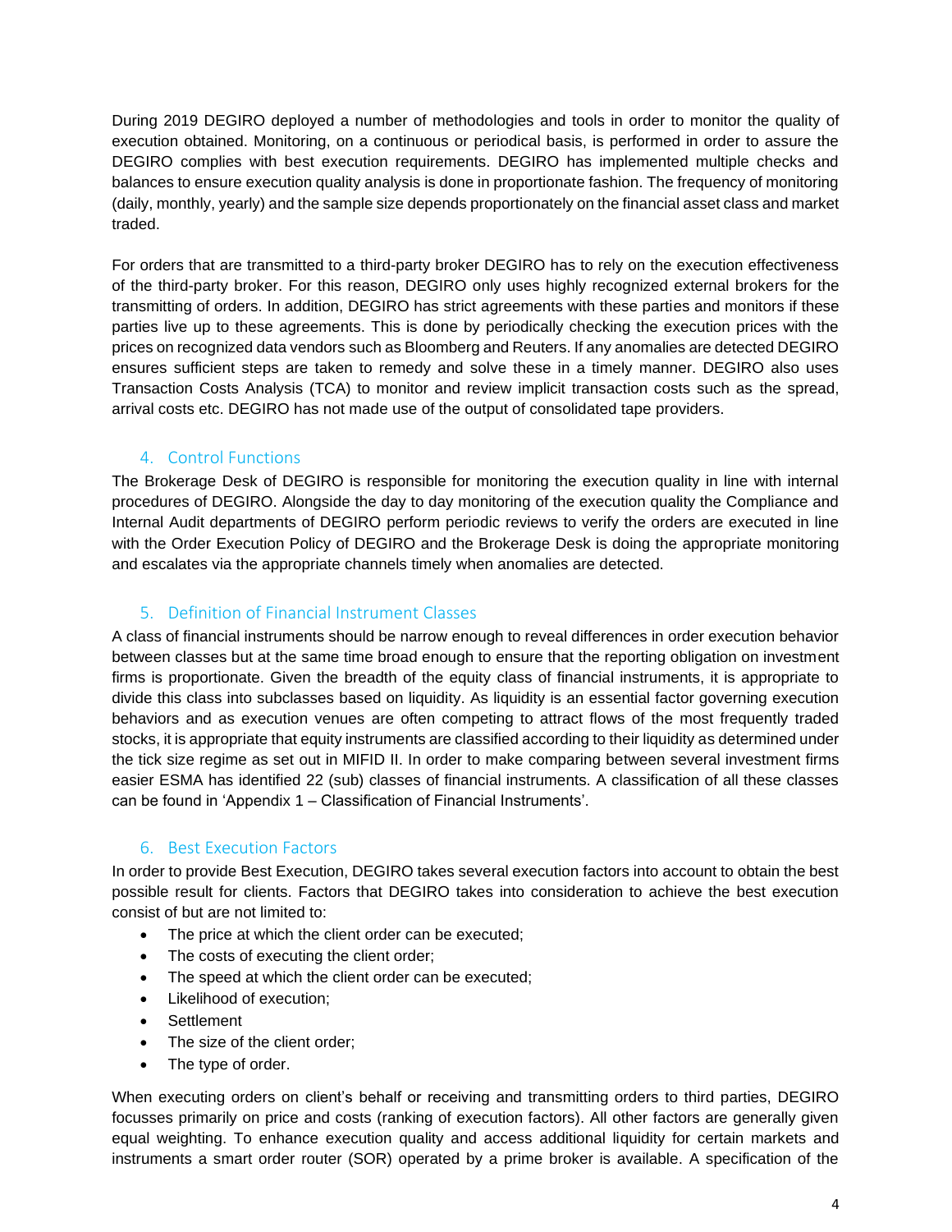During 2019 DEGIRO deployed a number of methodologies and tools in order to monitor the quality of execution obtained. Monitoring, on a continuous or periodical basis, is performed in order to assure the DEGIRO complies with best execution requirements. DEGIRO has implemented multiple checks and balances to ensure execution quality analysis is done in proportionate fashion. The frequency of monitoring (daily, monthly, yearly) and the sample size depends proportionately on the financial asset class and market traded.

For orders that are transmitted to a third-party broker DEGIRO has to rely on the execution effectiveness of the third-party broker. For this reason, DEGIRO only uses highly recognized external brokers for the transmitting of orders. In addition, DEGIRO has strict agreements with these parties and monitors if these parties live up to these agreements. This is done by periodically checking the execution prices with the prices on recognized data vendors such as Bloomberg and Reuters. If any anomalies are detected DEGIRO ensures sufficient steps are taken to remedy and solve these in a timely manner. DEGIRO also uses Transaction Costs Analysis (TCA) to monitor and review implicit transaction costs such as the spread, arrival costs etc. DEGIRO has not made use of the output of consolidated tape providers.

## 4. Control Functions

The Brokerage Desk of DEGIRO is responsible for monitoring the execution quality in line with internal procedures of DEGIRO. Alongside the day to day monitoring of the execution quality the Compliance and Internal Audit departments of DEGIRO perform periodic reviews to verify the orders are executed in line with the Order Execution Policy of DEGIRO and the Brokerage Desk is doing the appropriate monitoring and escalates via the appropriate channels timely when anomalies are detected.

## 5. Definition of Financial Instrument Classes

A class of financial instruments should be narrow enough to reveal differences in order execution behavior between classes but at the same time broad enough to ensure that the reporting obligation on investment firms is proportionate. Given the breadth of the equity class of financial instruments, it is appropriate to divide this class into subclasses based on liquidity. As liquidity is an essential factor governing execution behaviors and as execution venues are often competing to attract flows of the most frequently traded stocks, it is appropriate that equity instruments are classified according to their liquidity as determined under the tick size regime as set out in MIFID II. In order to make comparing between several investment firms easier ESMA has identified 22 (sub) classes of financial instruments. A classification of all these classes can be found in 'Appendix 1 – Classification of Financial Instruments'.

## 6. Best Execution Factors

In order to provide Best Execution, DEGIRO takes several execution factors into account to obtain the best possible result for clients. Factors that DEGIRO takes into consideration to achieve the best execution consist of but are not limited to:

- The price at which the client order can be executed;
- The costs of executing the client order;
- The speed at which the client order can be executed;
- Likelihood of execution;
- Settlement
- The size of the client order;
- The type of order.

When executing orders on client's behalf or receiving and transmitting orders to third parties, DEGIRO focusses primarily on price and costs (ranking of execution factors). All other factors are generally given equal weighting. To enhance execution quality and access additional liquidity for certain markets and instruments a smart order router (SOR) operated by a prime broker is available. A specification of the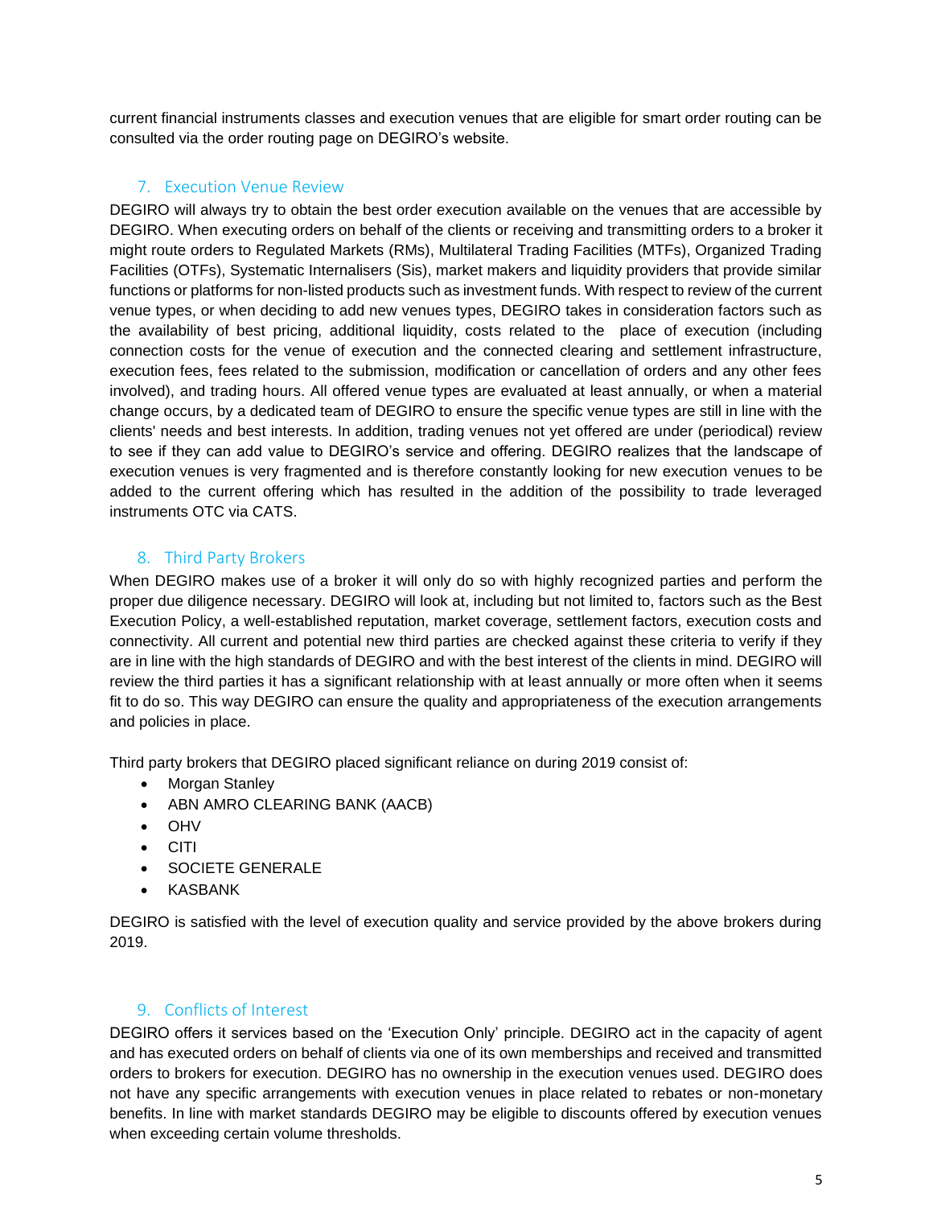current financial instruments classes and execution venues that are eligible for smart order routing can be consulted via the order routing page on DEGIRO's website.

## 7. Execution Venue Review

DEGIRO will always try to obtain the best order execution available on the venues that are accessible by DEGIRO. When executing orders on behalf of the clients or receiving and transmitting orders to a broker it might route orders to Regulated Markets (RMs), Multilateral Trading Facilities (MTFs), Organized Trading Facilities (OTFs), Systematic Internalisers (Sis), market makers and liquidity providers that provide similar functions or platforms for non-listed products such as investment funds. With respect to review of the current venue types, or when deciding to add new venues types, DEGIRO takes in consideration factors such as the availability of best pricing, additional liquidity, costs related to the place of execution (including connection costs for the venue of execution and the connected clearing and settlement infrastructure, execution fees, fees related to the submission, modification or cancellation of orders and any other fees involved), and trading hours. All offered venue types are evaluated at least annually, or when a material change occurs, by a dedicated team of DEGIRO to ensure the specific venue types are still in line with the clients' needs and best interests. In addition, trading venues not yet offered are under (periodical) review to see if they can add value to DEGIRO's service and offering. DEGIRO realizes that the landscape of execution venues is very fragmented and is therefore constantly looking for new execution venues to be added to the current offering which has resulted in the addition of the possibility to trade leveraged instruments OTC via CATS.

## 8. Third Party Brokers

When DEGIRO makes use of a broker it will only do so with highly recognized parties and perform the proper due diligence necessary. DEGIRO will look at, including but not limited to, factors such as the Best Execution Policy, a well-established reputation, market coverage, settlement factors, execution costs and connectivity. All current and potential new third parties are checked against these criteria to verify if they are in line with the high standards of DEGIRO and with the best interest of the clients in mind. DEGIRO will review the third parties it has a significant relationship with at least annually or more often when it seems fit to do so. This way DEGIRO can ensure the quality and appropriateness of the execution arrangements and policies in place.

Third party brokers that DEGIRO placed significant reliance on during 2019 consist of:

- Morgan Stanley
- ABN AMRO CLEARING BANK (AACB)
- OHV
- CITI
- SOCIETE GENERALE
- KASBANK

DEGIRO is satisfied with the level of execution quality and service provided by the above brokers during 2019.

## 9. Conflicts of Interest

DEGIRO offers it services based on the 'Execution Only' principle. DEGIRO act in the capacity of agent and has executed orders on behalf of clients via one of its own memberships and received and transmitted orders to brokers for execution. DEGIRO has no ownership in the execution venues used. DEGIRO does not have any specific arrangements with execution venues in place related to rebates or non-monetary benefits. In line with market standards DEGIRO may be eligible to discounts offered by execution venues when exceeding certain volume thresholds.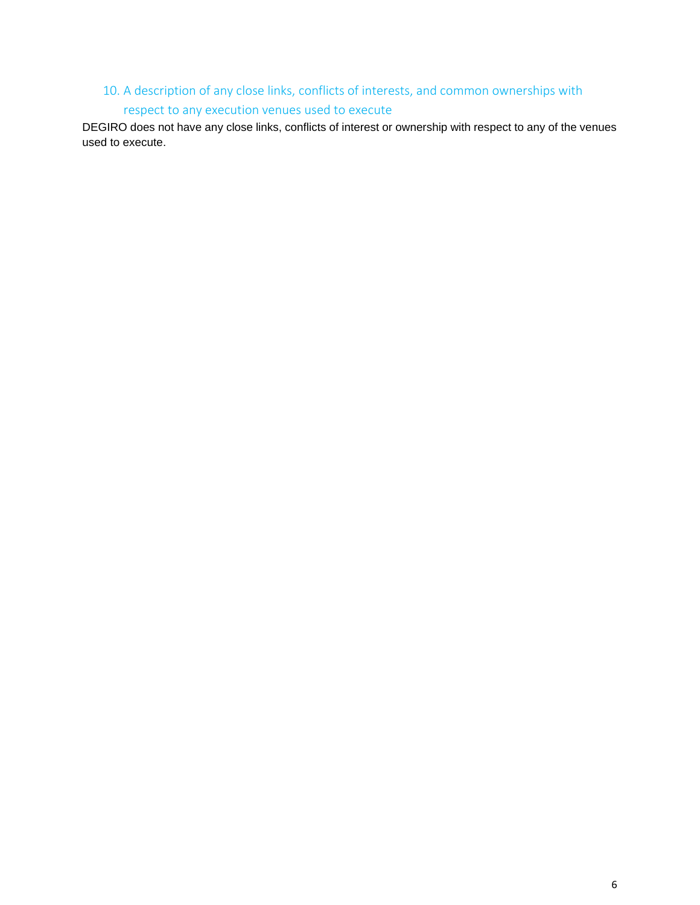## 10. A description of any close links, conflicts of interests, and common ownerships with respect to any execution venues used to execute

DEGIRO does not have any close links, conflicts of interest or ownership with respect to any of the venues used to execute.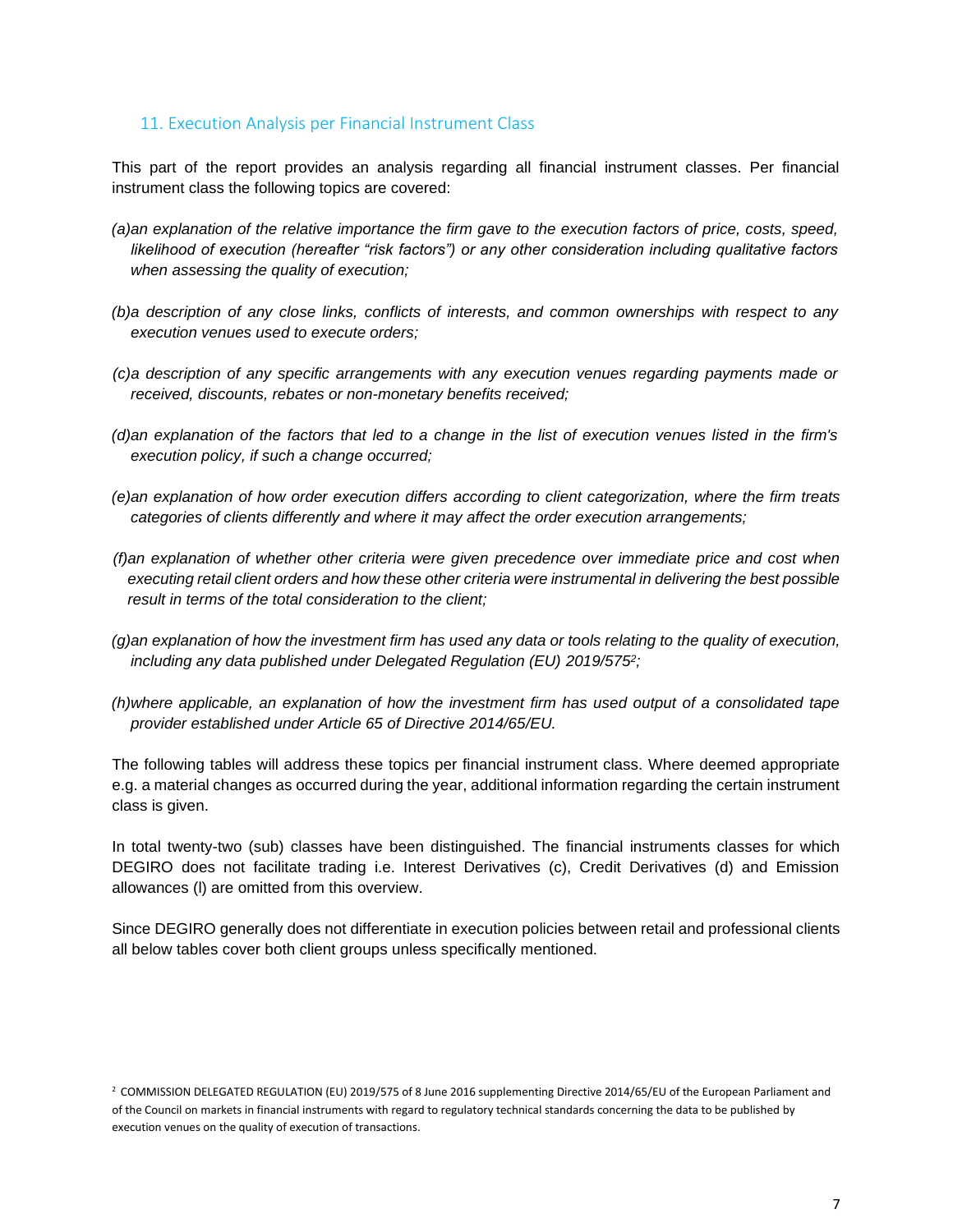## 11. Execution Analysis per Financial Instrument Class

This part of the report provides an analysis regarding all financial instrument classes. Per financial instrument class the following topics are covered:

*(a)an explanation of the relative importance the firm gave to the execution factors of price, costs, speed, likelihood of execution (hereafter "risk factors") or any other consideration including qualitative factors when assessing the quality of execution;*

*(b)a description of any close links, conflicts of interests, and common ownerships with respect to any execution venues used to execute orders;*

*(c)a description of any specific arrangements with any execution venues regarding payments made or received, discounts, rebates or non-monetary benefits received;*

*(d)an explanation of the factors that led to a change in the list of execution venues listed in the firm's execution policy, if such a change occurred;*

*(e)an explanation of how order execution differs according to client categorization, where the firm treats categories of clients differently and where it may affect the order execution arrangements;*

*(f)an explanation of whether other criteria were given precedence over immediate price and cost when executing retail client orders and how these other criteria were instrumental in delivering the best possible result in terms of the total consideration to the client;*

*(g)an explanation of how the investment firm has used any data or tools relating to the quality of execution, including any data published under Delegated Regulation (EU) 2019/575[2];*

*(h)where applicable, an explanation of how the investment firm has used output of a consolidated tape provider established under Article 65 of Directive 2014/65/EU.*

The following tables will address these topics per financial instrument class. Where deemed appropriate e.g. a material changes as occurred during the year, additional information regarding the certain instrument class is given.

In total twenty-two (sub) classes have been distinguished. The financial instruments classes for which DEGIRO does not facilitate trading i.e. Interest Derivatives (c), Credit Derivatives (d) and Emission allowances (l) are omitted from this overview.

Since DEGIRO generally does not differentiate in execution policies between retail and professional clients all below tables cover both client groups unless specifically mentioned.

[2] COMMISSION DELEGATED REGULATION (EU) 2019/575 of 8 June 2016 supplementing Directive 2014/65/EU of the European Parliament and of the Council on markets in financial instruments with regard to regulatory technical standards concerning the data to be published by execution venues on the quality of execution of transactions.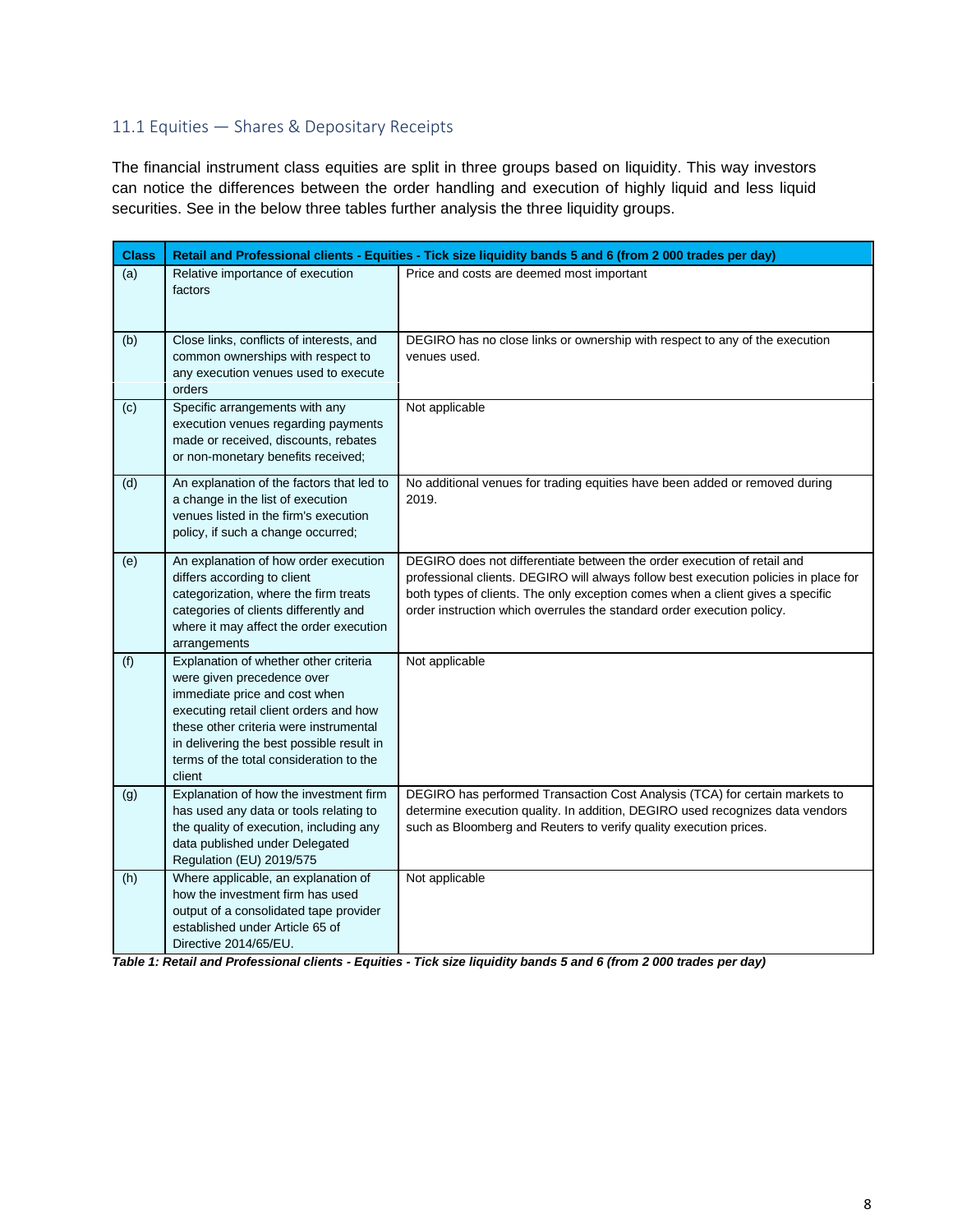### 11.1 Equities — Shares & Depositary Receipts

The financial instrument class equities are split in three groups based on liquidity. This way investors can notice the differences between the order handling and execution of highly liquid and less liquid securities. See in the below three tables further analysis the three liquidity groups.

| Class | Retail and Professional clients - Equities - Tick size liquidity bands 5 and 6 (from 2 000 trades per day) | |
|---|---|---|
| (a) | Relative importance of execution factors | Price and costs are deemed most important |
| (b) | Close links, conflicts of interests, and common ownerships with respect to any execution venues used to execute orders | DEGIRO has no close links or ownership with respect to any of the execution venues used. |
| (c) | Specific arrangements with any execution venues regarding payments made or received, discounts, rebates or non-monetary benefits received; | Not applicable |
| (d) | An explanation of the factors that led to a change in the list of execution venues listed in the firm's execution policy, if such a change occurred; | No additional venues for trading equities have been added or removed during 2019. |
| (e) | An explanation of how order execution differs according to client categorization, where the firm treats categories of clients differently and where it may affect the order execution arrangements | DEGIRO does not differentiate between the order execution of retail and professional clients. DEGIRO will always follow best execution policies in place for both types of clients. The only exception comes when a client gives a specific order instruction which overrules the standard order execution policy. |
| (f) | Explanation of whether other criteria were given precedence over immediate price and cost when executing retail client orders and how these other criteria were instrumental in delivering the best possible result in terms of the total consideration to the client | Not applicable |
| (g) | Explanation of how the investment firm has used any data or tools relating to the quality of execution, including any data published under Delegated Regulation (EU) 2019/575 | DEGIRO has performed Transaction Cost Analysis (TCA) for certain markets to determine execution quality. In addition, DEGIRO used recognizes data vendors such as Bloomberg and Reuters to verify quality execution prices. |
| (h) | Where applicable, an explanation of how the investment firm has used output of a consolidated tape provider established under Article 65 of Directive 2014/65/EU. | Not applicable |

***Table 1: Retail and Professional clients - Equities - Tick size liquidity bands 5 and 6 (from 2 000 trades per day)***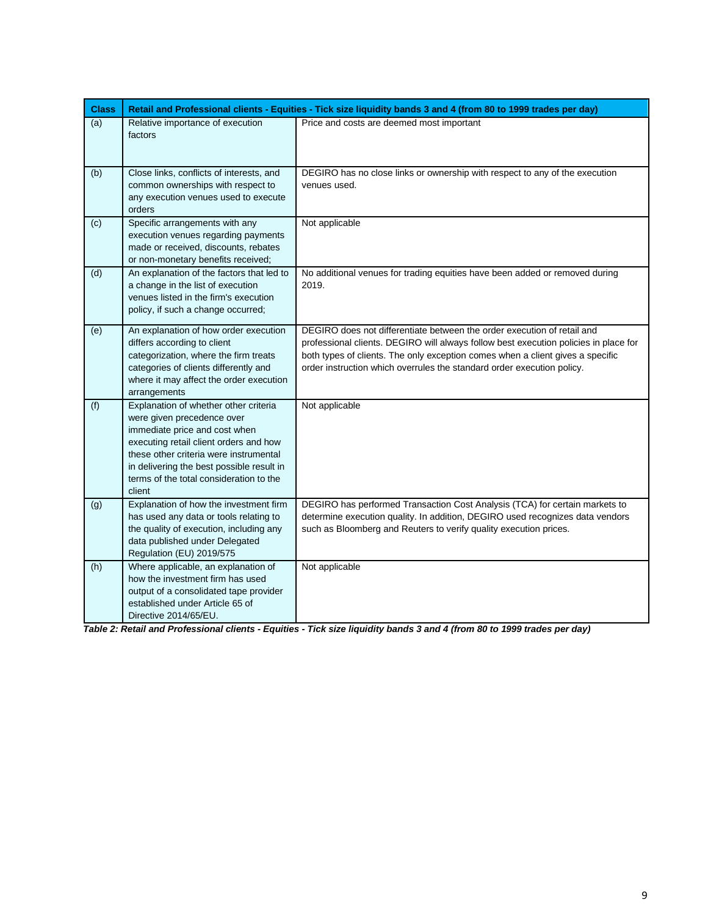| Class | Retail and Professional clients - Equities - Tick size liquidity bands 3 and 4 (from 80 to 1999 trades per day) | |
|---|---|---|
| (a) | Relative importance of execution factors | Price and costs are deemed most important |
| (b) | Close links, conflicts of interests, and common ownerships with respect to any execution venues used to execute orders | DEGIRO has no close links or ownership with respect to any of the execution venues used. |
| (c) | Specific arrangements with any execution venues regarding payments made or received, discounts, rebates or non-monetary benefits received; | Not applicable |
| (d) | An explanation of the factors that led to a change in the list of execution venues listed in the firm's execution policy, if such a change occurred; | No additional venues for trading equities have been added or removed during 2019. |
| (e) | An explanation of how order execution differs according to client categorization, where the firm treats categories of clients differently and where it may affect the order execution arrangements | DEGIRO does not differentiate between the order execution of retail and professional clients. DEGIRO will always follow best execution policies in place for both types of clients. The only exception comes when a client gives a specific order instruction which overrules the standard order execution policy. |
| (f) | Explanation of whether other criteria were given precedence over immediate price and cost when executing retail client orders and how these other criteria were instrumental in delivering the best possible result in terms of the total consideration to the client | Not applicable |
| (g) | Explanation of how the investment firm has used any data or tools relating to the quality of execution, including any data published under Delegated Regulation (EU) 2019/575 | DEGIRO has performed Transaction Cost Analysis (TCA) for certain markets to determine execution quality. In addition, DEGIRO used recognizes data vendors such as Bloomberg and Reuters to verify quality execution prices. |
| (h) | Where applicable, an explanation of how the investment firm has used output of a consolidated tape provider established under Article 65 of Directive 2014/65/EU. | Not applicable |

*Table 2: Retail and Professional clients - Equities - Tick size liquidity bands 3 and 4 (from 80 to 1999 trades per day)*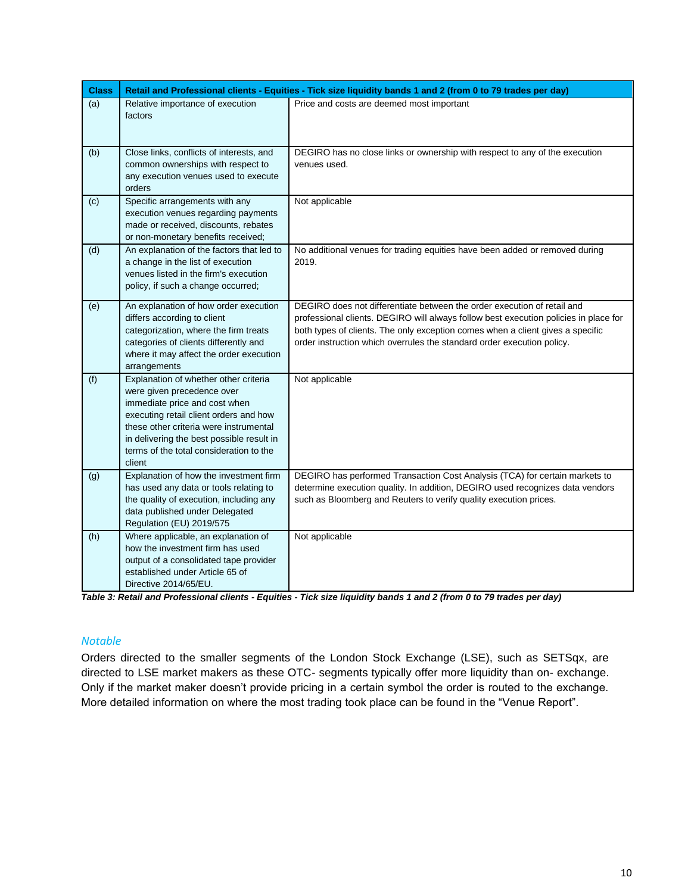| Class | Retail and Professional clients - Equities - Tick size liquidity bands 1 and 2 (from 0 to 79 trades per day) | |
|---|---|---|
| (a) | Relative importance of execution factors | Price and costs are deemed most important |
| (b) | Close links, conflicts of interests, and common ownerships with respect to any execution venues used to execute orders | DEGIRO has no close links or ownership with respect to any of the execution venues used. |
| (c) | Specific arrangements with any execution venues regarding payments made or received, discounts, rebates or non-monetary benefits received; | Not applicable |
| (d) | An explanation of the factors that led to a change in the list of execution venues listed in the firm's execution policy, if such a change occurred; | No additional venues for trading equities have been added or removed during 2019. |
| (e) | An explanation of how order execution differs according to client categorization, where the firm treats categories of clients differently and where it may affect the order execution arrangements | DEGIRO does not differentiate between the order execution of retail and professional clients. DEGIRO will always follow best execution policies in place for both types of clients. The only exception comes when a client gives a specific order instruction which overrules the standard order execution policy. |
| (f) | Explanation of whether other criteria were given precedence over immediate price and cost when executing retail client orders and how these other criteria were instrumental in delivering the best possible result in terms of the total consideration to the client | Not applicable |
| (g) | Explanation of how the investment firm has used any data or tools relating to the quality of execution, including any data published under Delegated Regulation (EU) 2019/575 | DEGIRO has performed Transaction Cost Analysis (TCA) for certain markets to determine execution quality. In addition, DEGIRO used recognizes data vendors such as Bloomberg and Reuters to verify quality execution prices. |
| (h) | Where applicable, an explanation of how the investment firm has used output of a consolidated tape provider established under Article 65 of Directive 2014/65/EU. | Not applicable |

***Table 3: Retail and Professional clients - Equities - Tick size liquidity bands 1 and 2 (from 0 to 79 trades per day)***

### *Notable*

Orders directed to the smaller segments of the London Stock Exchange (LSE), such as SETSqx, are directed to LSE market makers as these OTC- segments typically offer more liquidity than on- exchange. Only if the market maker doesn't provide pricing in a certain symbol the order is routed to the exchange. More detailed information on where the most trading took place can be found in the "Venue Report".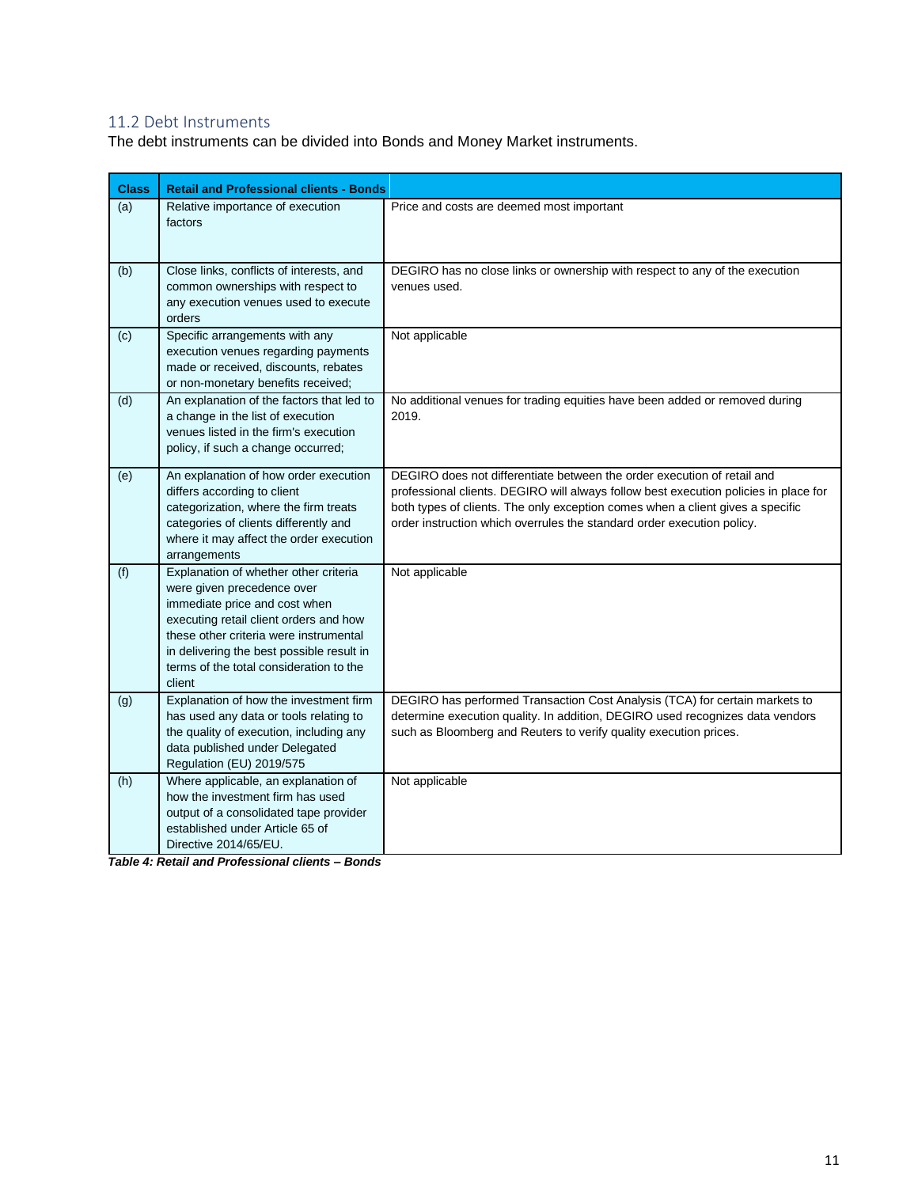## 11.2 Debt Instruments

The debt instruments can be divided into Bonds and Money Market instruments.

| Class | Retail and Professional clients - Bonds | |
|---|---|---|
| (a) | Relative importance of execution factors | Price and costs are deemed most important |
| (b) | Close links, conflicts of interests, and common ownerships with respect to any execution venues used to execute orders | DEGIRO has no close links or ownership with respect to any of the execution venues used. |
| (c) | Specific arrangements with any execution venues regarding payments made or received, discounts, rebates or non-monetary benefits received; | Not applicable |
| (d) | An explanation of the factors that led to a change in the list of execution venues listed in the firm's execution policy, if such a change occurred; | No additional venues for trading equities have been added or removed during 2019. |
| (e) | An explanation of how order execution differs according to client categorization, where the firm treats categories of clients differently and where it may affect the order execution arrangements | DEGIRO does not differentiate between the order execution of retail and professional clients. DEGIRO will always follow best execution policies in place for both types of clients. The only exception comes when a client gives a specific order instruction which overrules the standard order execution policy. |
| (f) | Explanation of whether other criteria were given precedence over immediate price and cost when executing retail client orders and how these other criteria were instrumental in delivering the best possible result in terms of the total consideration to the client | Not applicable |
| (g) | Explanation of how the investment firm has used any data or tools relating to the quality of execution, including any data published under Delegated Regulation (EU) 2019/575 | DEGIRO has performed Transaction Cost Analysis (TCA) for certain markets to determine execution quality. In addition, DEGIRO used recognizes data vendors such as Bloomberg and Reuters to verify quality execution prices. |
| (h) | Where applicable, an explanation of how the investment firm has used output of a consolidated tape provider established under Article 65 of Directive 2014/65/EU. | Not applicable |

***Table 4: Retail and Professional clients – Bonds***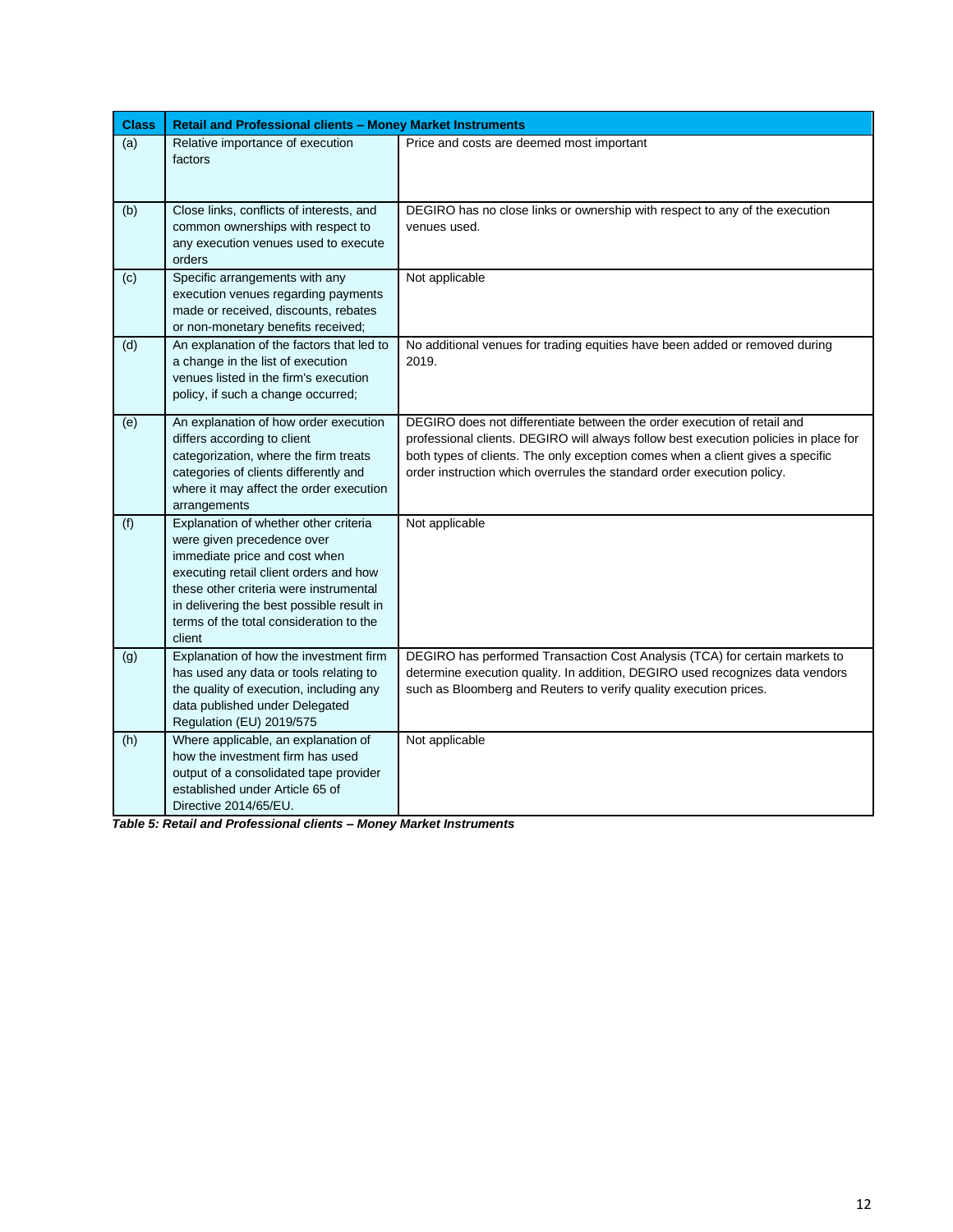| Class | Retail and Professional clients – Money Market Instruments | |
|---|---|---|
| (a) | Relative importance of execution factors | Price and costs are deemed most important |
| (b) | Close links, conflicts of interests, and common ownerships with respect to any execution venues used to execute orders | DEGIRO has no close links or ownership with respect to any of the execution venues used. |
| (c) | Specific arrangements with any execution venues regarding payments made or received, discounts, rebates or non-monetary benefits received; | Not applicable |
| (d) | An explanation of the factors that led to a change in the list of execution venues listed in the firm's execution policy, if such a change occurred; | No additional venues for trading equities have been added or removed during 2019. |
| (e) | An explanation of how order execution differs according to client categorization, where the firm treats categories of clients differently and where it may affect the order execution arrangements | DEGIRO does not differentiate between the order execution of retail and professional clients. DEGIRO will always follow best execution policies in place for both types of clients. The only exception comes when a client gives a specific order instruction which overrules the standard order execution policy. |
| (f) | Explanation of whether other criteria were given precedence over immediate price and cost when executing retail client orders and how these other criteria were instrumental in delivering the best possible result in terms of the total consideration to the client | Not applicable |
| (g) | Explanation of how the investment firm has used any data or tools relating to the quality of execution, including any data published under Delegated Regulation (EU) 2019/575 | DEGIRO has performed Transaction Cost Analysis (TCA) for certain markets to determine execution quality. In addition, DEGIRO used recognizes data vendors such as Bloomberg and Reuters to verify quality execution prices. |
| (h) | Where applicable, an explanation of how the investment firm has used output of a consolidated tape provider established under Article 65 of Directive 2014/65/EU. | Not applicable |

***Table 5: Retail and Professional clients – Money Market Instruments***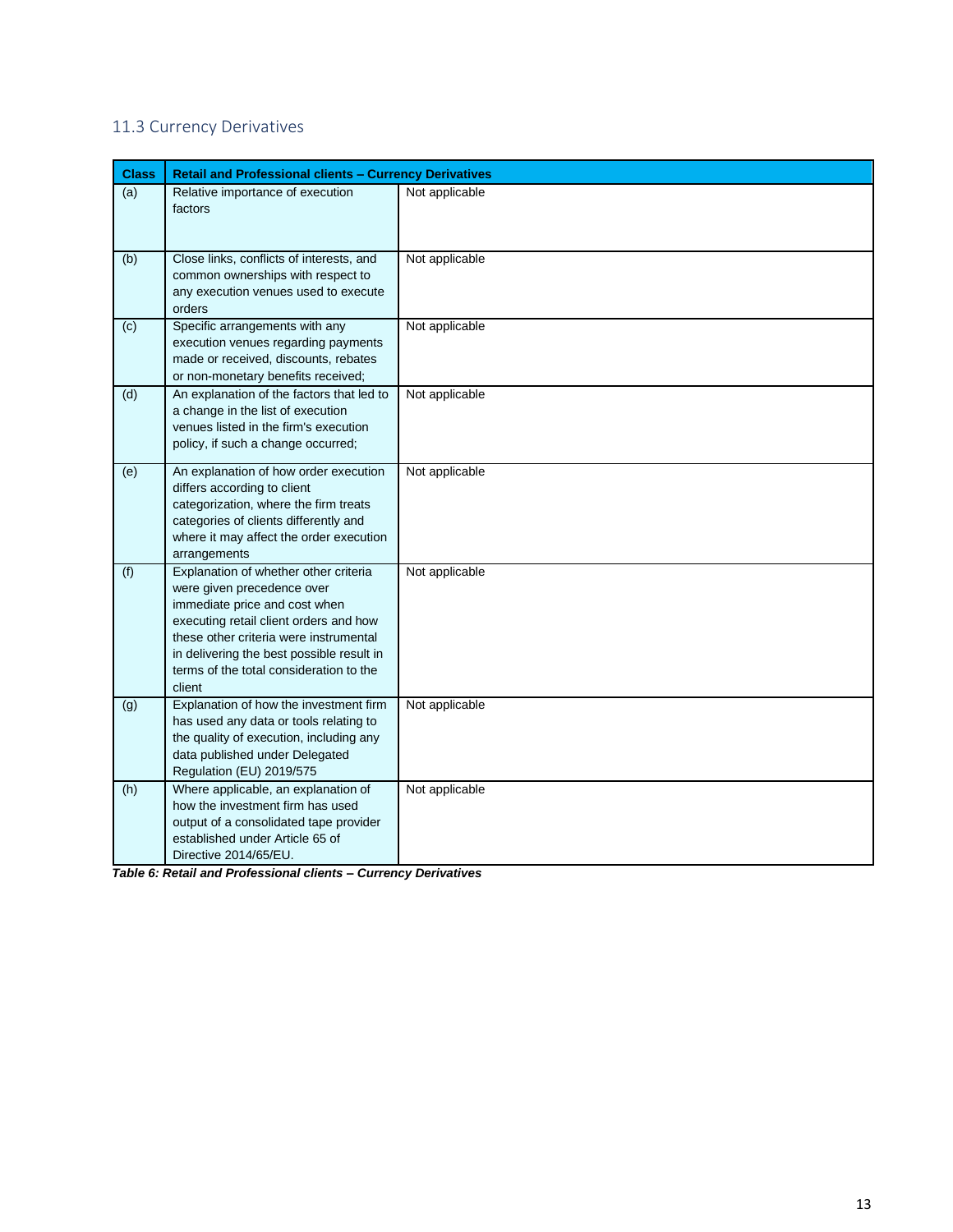## 11.3 Currency Derivatives

| Class | Retail and Professional clients – Currency Derivatives | |
|---|---|---|
| (a) | Relative importance of execution factors | Not applicable |
| (b) | Close links, conflicts of interests, and common ownerships with respect to any execution venues used to execute orders | Not applicable |
| (c) | Specific arrangements with any execution venues regarding payments made or received, discounts, rebates or non-monetary benefits received; | Not applicable |
| (d) | An explanation of the factors that led to a change in the list of execution venues listed in the firm's execution policy, if such a change occurred; | Not applicable |
| (e) | An explanation of how order execution differs according to client categorization, where the firm treats categories of clients differently and where it may affect the order execution arrangements | Not applicable |
| (f) | Explanation of whether other criteria were given precedence over immediate price and cost when executing retail client orders and how these other criteria were instrumental in delivering the best possible result in terms of the total consideration to the client | Not applicable |
| (g) | Explanation of how the investment firm has used any data or tools relating to the quality of execution, including any data published under Delegated Regulation (EU) 2019/575 | Not applicable |
| (h) | Where applicable, an explanation of how the investment firm has used output of a consolidated tape provider established under Article 65 of Directive 2014/65/EU. | Not applicable |

***Table 6: Retail and Professional clients – Currency Derivatives***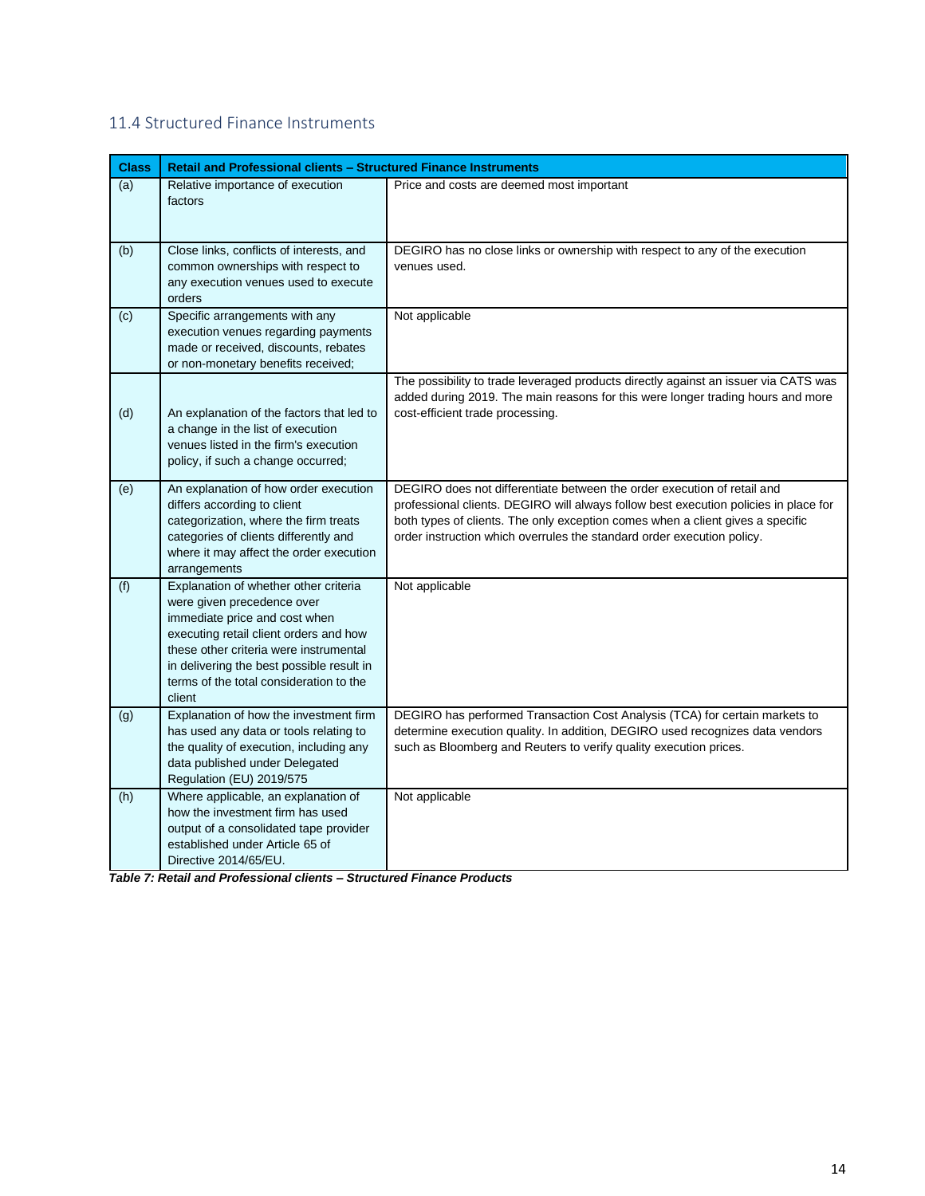## 11.4 Structured Finance Instruments

| Class | Retail and Professional clients – Structured Finance Instruments | |
|---|---|---|
| (a) | Relative importance of execution factors | Price and costs are deemed most important |
| (b) | Close links, conflicts of interests, and common ownerships with respect to any execution venues used to execute orders | DEGIRO has no close links or ownership with respect to any of the execution venues used. |
| (c) | Specific arrangements with any execution venues regarding payments made or received, discounts, rebates or non-monetary benefits received; | Not applicable |
| (d) | An explanation of the factors that led to a change in the list of execution venues listed in the firm's execution policy, if such a change occurred; | The possibility to trade leveraged products directly against an issuer via CATS was added during 2019. The main reasons for this were longer trading hours and more cost-efficient trade processing. |
| (e) | An explanation of how order execution differs according to client categorization, where the firm treats categories of clients differently and where it may affect the order execution arrangements | DEGIRO does not differentiate between the order execution of retail and professional clients. DEGIRO will always follow best execution policies in place for both types of clients. The only exception comes when a client gives a specific order instruction which overrules the standard order execution policy. |
| (f) | Explanation of whether other criteria were given precedence over immediate price and cost when executing retail client orders and how these other criteria were instrumental in delivering the best possible result in terms of the total consideration to the client | Not applicable |
| (g) | Explanation of how the investment firm has used any data or tools relating to the quality of execution, including any data published under Delegated Regulation (EU) 2019/575 | DEGIRO has performed Transaction Cost Analysis (TCA) for certain markets to determine execution quality. In addition, DEGIRO used recognizes data vendors such as Bloomberg and Reuters to verify quality execution prices. |
| (h) | Where applicable, an explanation of how the investment firm has used output of a consolidated tape provider established under Article 65 of Directive 2014/65/EU. | Not applicable |

***Table 7: Retail and Professional clients – Structured Finance Products***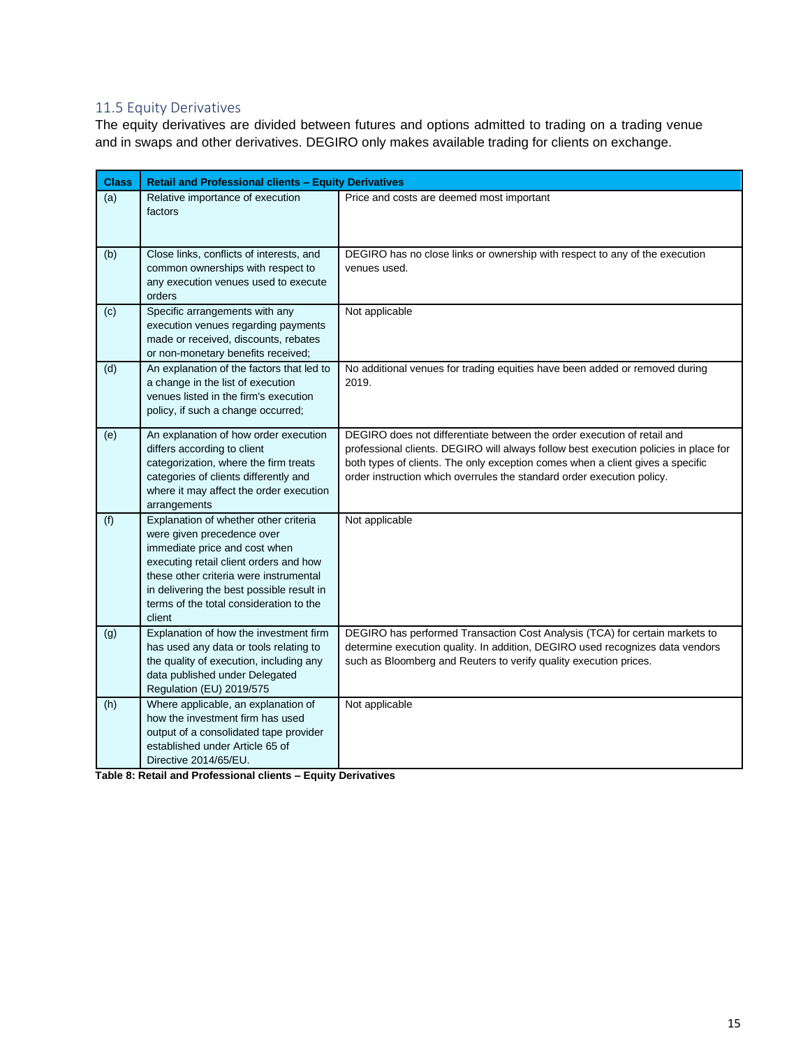### 11.5 Equity Derivatives

The equity derivatives are divided between futures and options admitted to trading on a trading venue and in swaps and other derivatives. DEGIRO only makes available trading for clients on exchange.

| Class | Retail and Professional clients – Equity Derivatives | |
|---|---|---|
| (a) | Relative importance of execution factors | Price and costs are deemed most important |
| (b) | Close links, conflicts of interests, and common ownerships with respect to any execution venues used to execute orders | DEGIRO has no close links or ownership with respect to any of the execution venues used. |
| (c) | Specific arrangements with any execution venues regarding payments made or received, discounts, rebates or non-monetary benefits received; | Not applicable |
| (d) | An explanation of the factors that led to a change in the list of execution venues listed in the firm's execution policy, if such a change occurred; | No additional venues for trading equities have been added or removed during 2019. |
| (e) | An explanation of how order execution differs according to client categorization, where the firm treats categories of clients differently and where it may affect the order execution arrangements | DEGIRO does not differentiate between the order execution of retail and professional clients. DEGIRO will always follow best execution policies in place for both types of clients. The only exception comes when a client gives a specific order instruction which overrules the standard order execution policy. |
| (f) | Explanation of whether other criteria were given precedence over immediate price and cost when executing retail client orders and how these other criteria were instrumental in delivering the best possible result in terms of the total consideration to the client | Not applicable |
| (g) | Explanation of how the investment firm has used any data or tools relating to the quality of execution, including any data published under Delegated Regulation (EU) 2019/575 | DEGIRO has performed Transaction Cost Analysis (TCA) for certain markets to determine execution quality. In addition, DEGIRO used recognizes data vendors such as Bloomberg and Reuters to verify quality execution prices. |
| (h) | Where applicable, an explanation of how the investment firm has used output of a consolidated tape provider established under Article 65 of Directive 2014/65/EU. | Not applicable |

**Table 8: Retail and Professional clients – Equity Derivatives**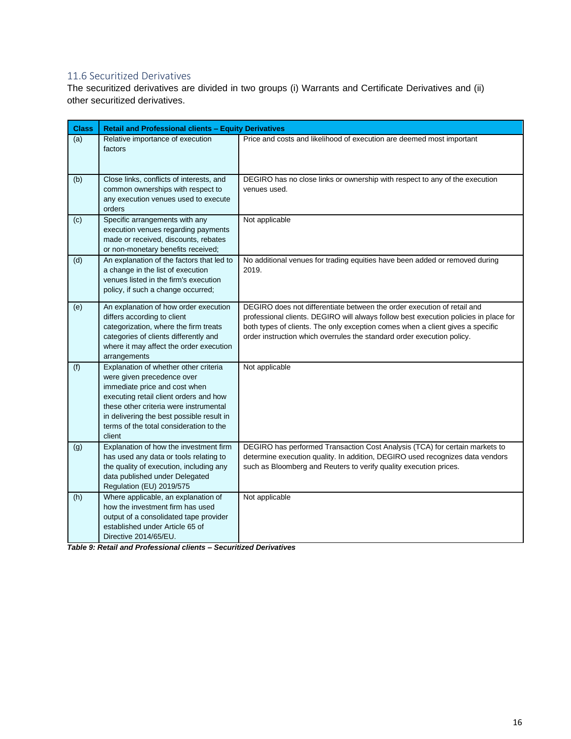## 11.6 Securitized Derivatives

The securitized derivatives are divided in two groups (i) Warrants and Certificate Derivatives and (ii) other securitized derivatives.

| Class | Retail and Professional clients – Equity Derivatives | |
|---|---|---|
| (a) | Relative importance of execution factors | Price and costs and likelihood of execution are deemed most important |
| (b) | Close links, conflicts of interests, and common ownerships with respect to any execution venues used to execute orders | DEGIRO has no close links or ownership with respect to any of the execution venues used. |
| (c) | Specific arrangements with any execution venues regarding payments made or received, discounts, rebates or non-monetary benefits received; | Not applicable |
| (d) | An explanation of the factors that led to a change in the list of execution venues listed in the firm's execution policy, if such a change occurred; | No additional venues for trading equities have been added or removed during 2019. |
| (e) | An explanation of how order execution differs according to client categorization, where the firm treats categories of clients differently and where it may affect the order execution arrangements | DEGIRO does not differentiate between the order execution of retail and professional clients. DEGIRO will always follow best execution policies in place for both types of clients. The only exception comes when a client gives a specific order instruction which overrules the standard order execution policy. |
| (f) | Explanation of whether other criteria were given precedence over immediate price and cost when executing retail client orders and how these other criteria were instrumental in delivering the best possible result in terms of the total consideration to the client | Not applicable |
| (g) | Explanation of how the investment firm has used any data or tools relating to the quality of execution, including any data published under Delegated Regulation (EU) 2019/575 | DEGIRO has performed Transaction Cost Analysis (TCA) for certain markets to determine execution quality. In addition, DEGIRO used recognizes data vendors such as Bloomberg and Reuters to verify quality execution prices. |
| (h) | Where applicable, an explanation of how the investment firm has used output of a consolidated tape provider established under Article 65 of Directive 2014/65/EU. | Not applicable |

***Table 9: Retail and Professional clients – Securitized Derivatives***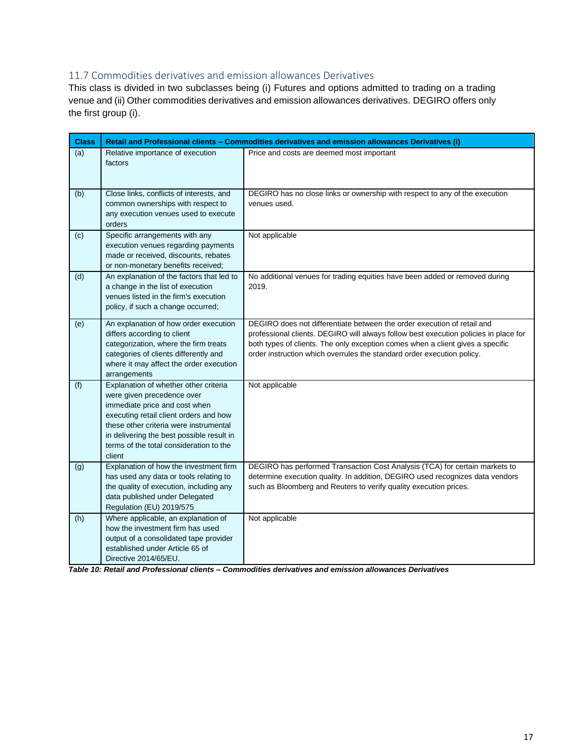## 11.7 Commodities derivatives and emission allowances Derivatives

This class is divided in two subclasses being (i) Futures and options admitted to trading on a trading venue and (ii) Other commodities derivatives and emission allowances derivatives. DEGIRO offers only the first group (i).

| Class | Retail and Professional clients – Commodities derivatives and emission allowances Derivatives (i) | |
|---|---|---|
| (a) | Relative importance of execution factors | Price and costs are deemed most important |
| (b) | Close links, conflicts of interests, and common ownerships with respect to any execution venues used to execute orders | DEGIRO has no close links or ownership with respect to any of the execution venues used. |
| (c) | Specific arrangements with any execution venues regarding payments made or received, discounts, rebates or non-monetary benefits received; | Not applicable |
| (d) | An explanation of the factors that led to a change in the list of execution venues listed in the firm's execution policy, if such a change occurred; | No additional venues for trading equities have been added or removed during 2019. |
| (e) | An explanation of how order execution differs according to client categorization, where the firm treats categories of clients differently and where it may affect the order execution arrangements | DEGIRO does not differentiate between the order execution of retail and professional clients. DEGIRO will always follow best execution policies in place for both types of clients. The only exception comes when a client gives a specific order instruction which overrules the standard order execution policy. |
| (f) | Explanation of whether other criteria were given precedence over immediate price and cost when executing retail client orders and how these other criteria were instrumental in delivering the best possible result in terms of the total consideration to the client | Not applicable |
| (g) | Explanation of how the investment firm has used any data or tools relating to the quality of execution, including any data published under Delegated Regulation (EU) 2019/575 | DEGIRO has performed Transaction Cost Analysis (TCA) for certain markets to determine execution quality. In addition, DEGIRO used recognizes data vendors such as Bloomberg and Reuters to verify quality execution prices. |
| (h) | Where applicable, an explanation of how the investment firm has used output of a consolidated tape provider established under Article 65 of Directive 2014/65/EU. | Not applicable |

***Table 10: Retail and Professional clients – Commodities derivatives and emission allowances Derivatives***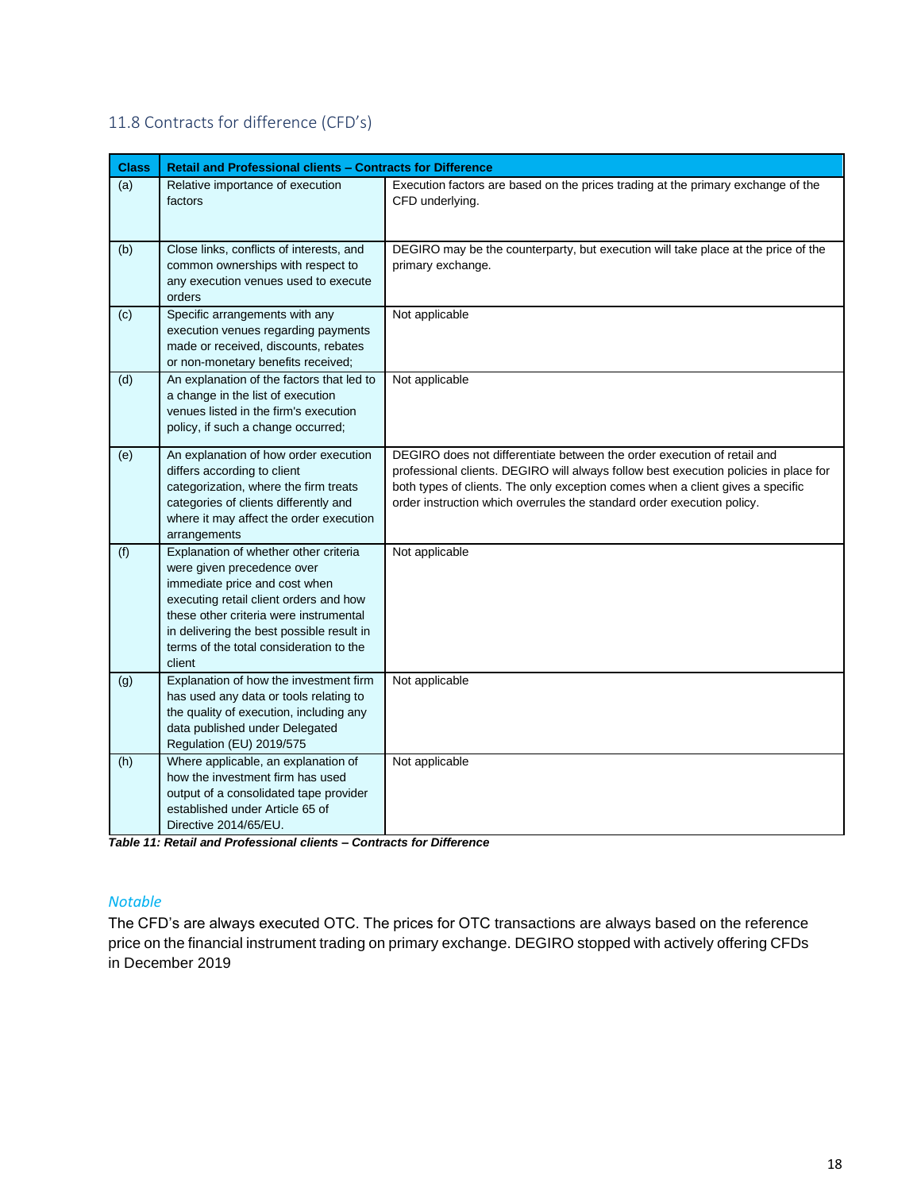## 11.8 Contracts for difference (CFD's)

| Class | Retail and Professional clients – Contracts for Difference | |
|---|---|---|
| (a) | Relative importance of execution factors | Execution factors are based on the prices trading at the primary exchange of the CFD underlying. |
| (b) | Close links, conflicts of interests, and common ownerships with respect to any execution venues used to execute orders | DEGIRO may be the counterparty, but execution will take place at the price of the primary exchange. |
| (c) | Specific arrangements with any execution venues regarding payments made or received, discounts, rebates or non-monetary benefits received; | Not applicable |
| (d) | An explanation of the factors that led to a change in the list of execution venues listed in the firm's execution policy, if such a change occurred; | Not applicable |
| (e) | An explanation of how order execution differs according to client categorization, where the firm treats categories of clients differently and where it may affect the order execution arrangements | DEGIRO does not differentiate between the order execution of retail and professional clients. DEGIRO will always follow best execution policies in place for both types of clients. The only exception comes when a client gives a specific order instruction which overrules the standard order execution policy. |
| (f) | Explanation of whether other criteria were given precedence over immediate price and cost when executing retail client orders and how these other criteria were instrumental in delivering the best possible result in terms of the total consideration to the client | Not applicable |
| (g) | Explanation of how the investment firm has used any data or tools relating to the quality of execution, including any data published under Delegated Regulation (EU) 2019/575 | Not applicable |
| (h) | Where applicable, an explanation of how the investment firm has used output of a consolidated tape provider established under Article 65 of Directive 2014/65/EU. | Not applicable |

***Table 11: Retail and Professional clients – Contracts for Difference***

*Notable*

The CFD's are always executed OTC. The prices for OTC transactions are always based on the reference price on the financial instrument trading on primary exchange. DEGIRO stopped with actively offering CFDs in December 2019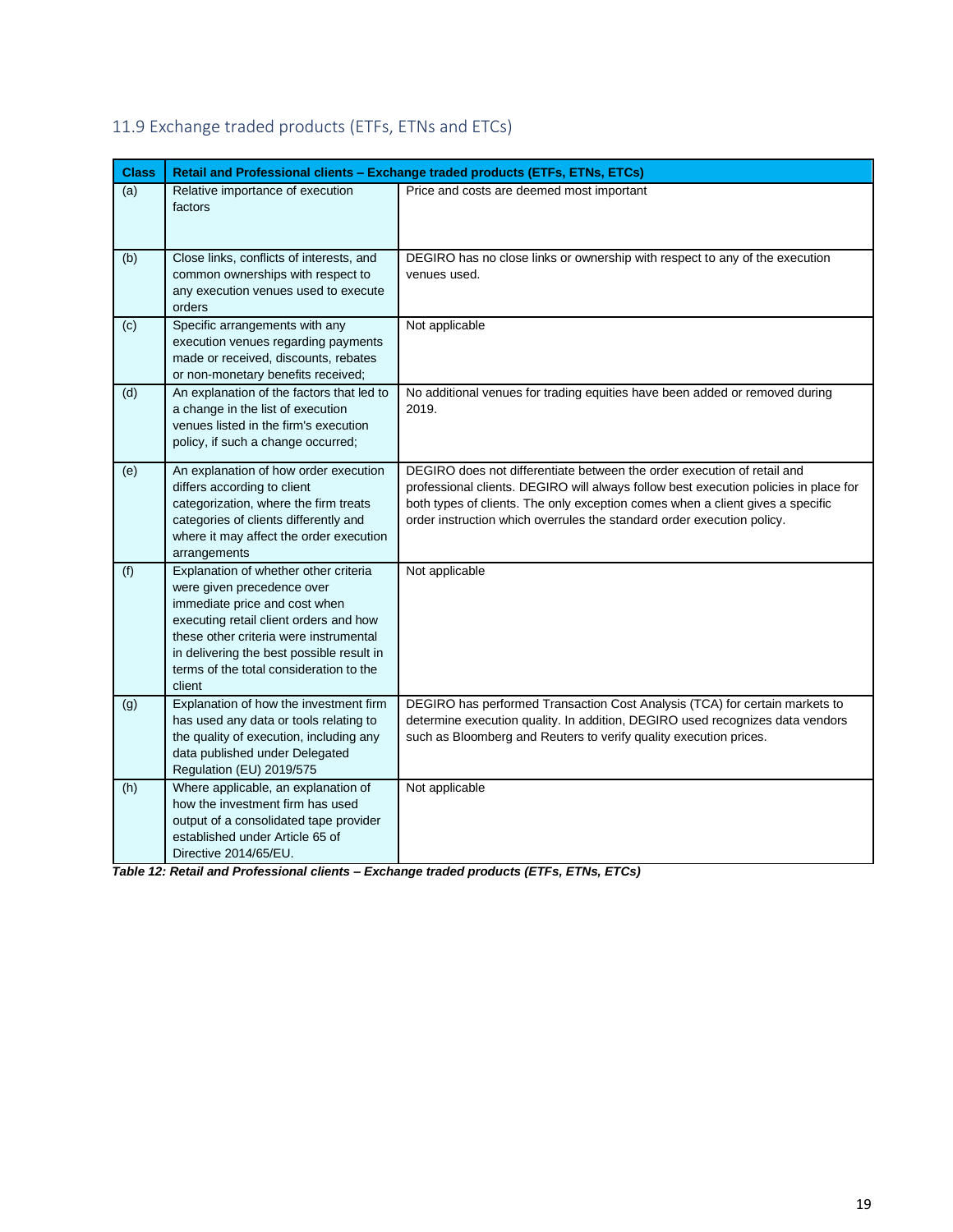## 11.9 Exchange traded products (ETFs, ETNs and ETCs)

| Class | Retail and Professional clients – Exchange traded products (ETFs, ETNs, ETCs) | |
|---|---|---|
| (a) | Relative importance of execution factors | Price and costs are deemed most important |
| (b) | Close links, conflicts of interests, and common ownerships with respect to any execution venues used to execute orders | DEGIRO has no close links or ownership with respect to any of the execution venues used. |
| (c) | Specific arrangements with any execution venues regarding payments made or received, discounts, rebates or non-monetary benefits received; | Not applicable |
| (d) | An explanation of the factors that led to a change in the list of execution venues listed in the firm's execution policy, if such a change occurred; | No additional venues for trading equities have been added or removed during 2019. |
| (e) | An explanation of how order execution differs according to client categorization, where the firm treats categories of clients differently and where it may affect the order execution arrangements | DEGIRO does not differentiate between the order execution of retail and professional clients. DEGIRO will always follow best execution policies in place for both types of clients. The only exception comes when a client gives a specific order instruction which overrules the standard order execution policy. |
| (f) | Explanation of whether other criteria were given precedence over immediate price and cost when executing retail client orders and how these other criteria were instrumental in delivering the best possible result in terms of the total consideration to the client | Not applicable |
| (g) | Explanation of how the investment firm has used any data or tools relating to the quality of execution, including any data published under Delegated Regulation (EU) 2019/575 | DEGIRO has performed Transaction Cost Analysis (TCA) for certain markets to determine execution quality. In addition, DEGIRO used recognizes data vendors such as Bloomberg and Reuters to verify quality execution prices. |
| (h) | Where applicable, an explanation of how the investment firm has used output of a consolidated tape provider established under Article 65 of Directive 2014/65/EU. | Not applicable |

***Table 12: Retail and Professional clients – Exchange traded products (ETFs, ETNs, ETCs)***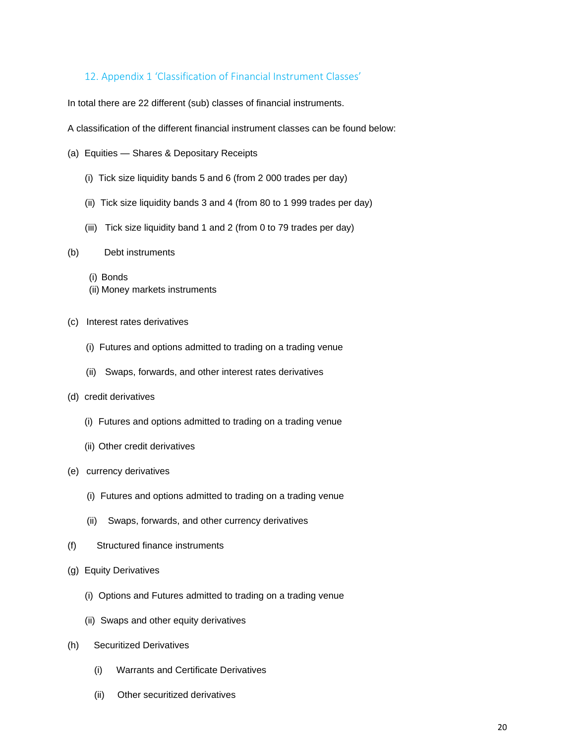## 12. Appendix 1 'Classification of Financial Instrument Classes'

In total there are 22 different (sub) classes of financial instruments.

A classification of the different financial instrument classes can be found below:

(a) Equities — Shares & Depositary Receipts

- (i) Tick size liquidity bands 5 and 6 (from 2 000 trades per day)
- (ii) Tick size liquidity bands 3 and 4 (from 80 to 1 999 trades per day)
- (iii) Tick size liquidity band 1 and 2 (from 0 to 79 trades per day)

(b) Debt instruments

- (i) Bonds
- (ii) Money markets instruments

(c) Interest rates derivatives

- (i) Futures and options admitted to trading on a trading venue
- (ii) Swaps, forwards, and other interest rates derivatives

(d) credit derivatives

- (i) Futures and options admitted to trading on a trading venue
- (ii) Other credit derivatives

(e) currency derivatives

- (i) Futures and options admitted to trading on a trading venue
- (ii) Swaps, forwards, and other currency derivatives

(f) Structured finance instruments

(g) Equity Derivatives

- (i) Options and Futures admitted to trading on a trading venue
- (ii) Swaps and other equity derivatives

(h) Securitized Derivatives

- (i) Warrants and Certificate Derivatives
- (ii) Other securitized derivatives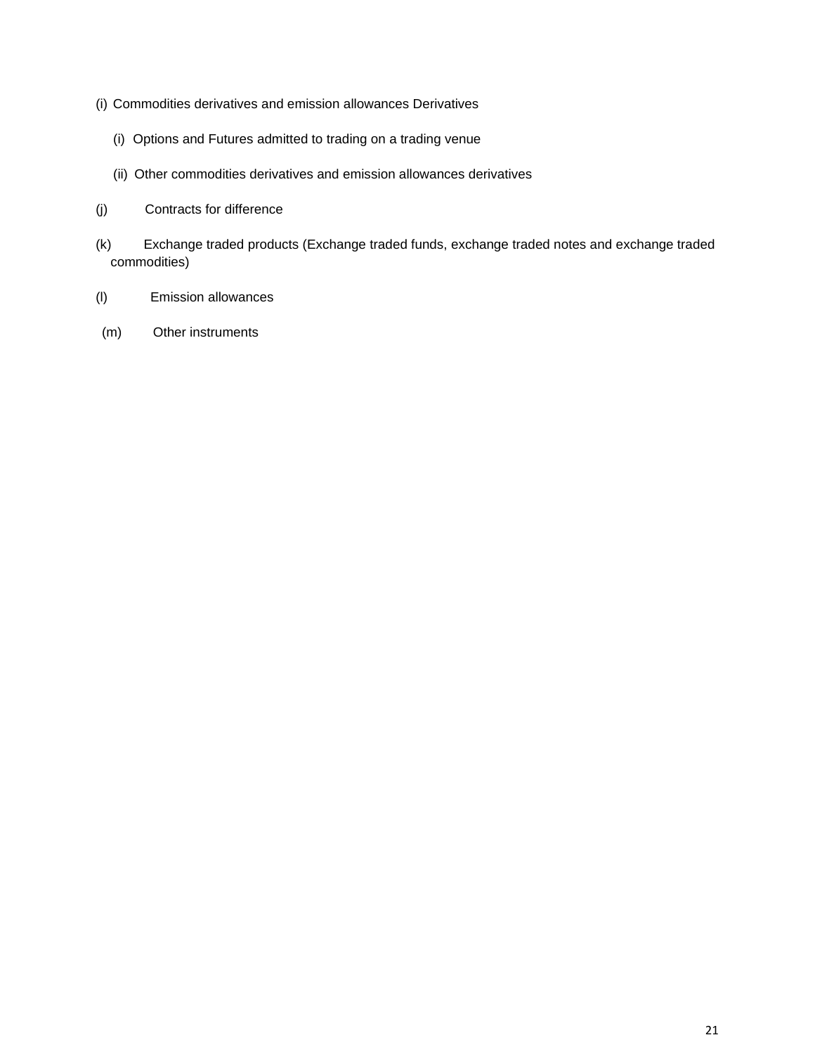(i) Commodities derivatives and emission allowances Derivatives

- (i) Options and Futures admitted to trading on a trading venue
- (ii) Other commodities derivatives and emission allowances derivatives

(j) Contracts for difference

(k) Exchange traded products (Exchange traded funds, exchange traded notes and exchange traded commodities)

(l) Emission allowances

(m) Other instruments